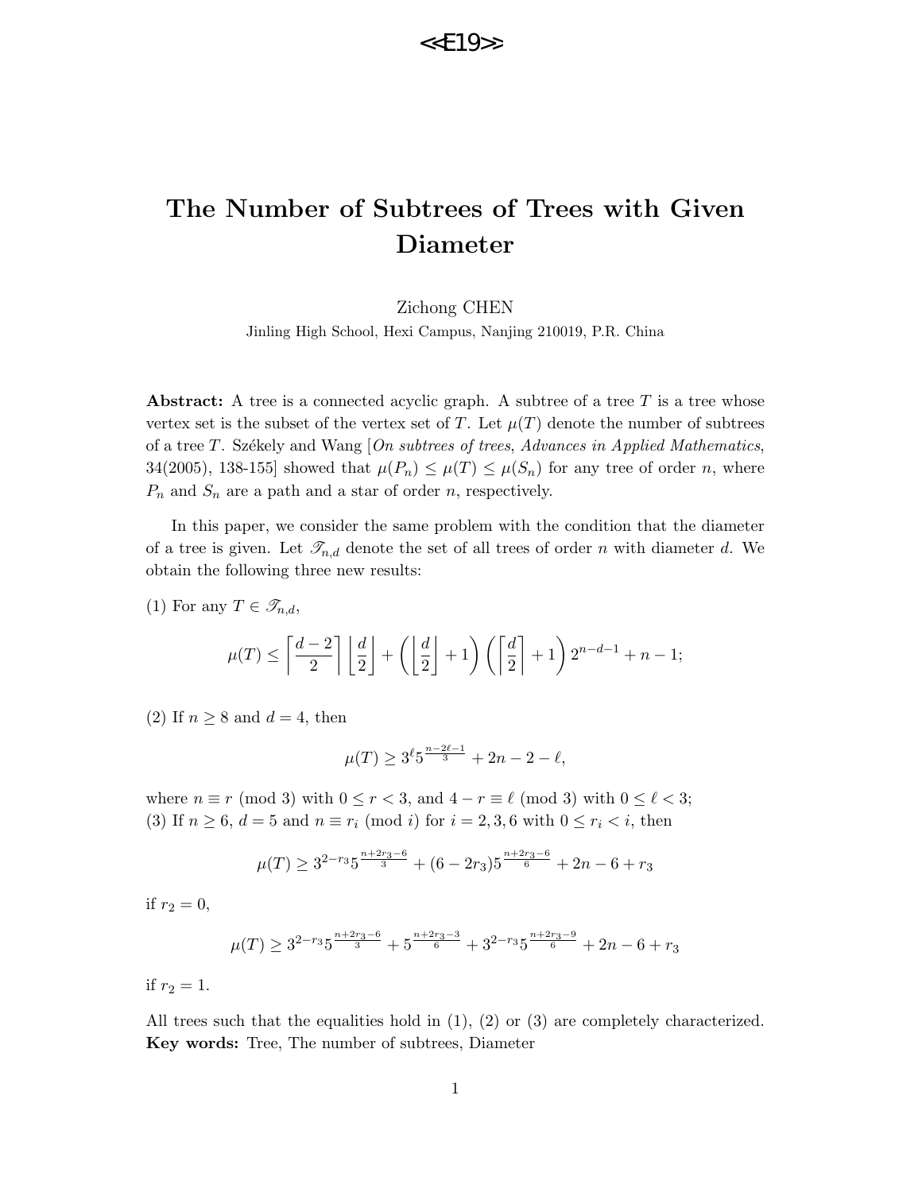<<E19>>

# The Number of Subtrees of Trees with Given Diameter

Zichong CHEN

Jinling High School, Hexi Campus, Nanjing 210019, P.R. China

**Abstract:** A tree is a connected acyclic graph. A subtree of a tree $T$ is a tree whose vertex set is the subset of the vertex set of $T$. Let $\mu(T)$ denote the number of subtrees of a tree $T$. Székely and Wang [*On subtrees of trees, Advances in Applied Mathematics*, 34(2005), 138-155] showed that $\mu(P_n) \le \mu(T) \le \mu(S_n)$ for any tree of order $n$, where $P_n$ and $S_n$ are a path and a star of order $n$, respectively.

In this paper, we consider the same problem with the condition that the diameter of a tree is given. Let $\mathscr{T}_{n,d}$ denote the set of all trees of order $n$ with diameter $d$. We obtain the following three new results:

(1) For any $T \in \mathscr{T}_{n,d}$,

$$\mu(T) \le \left\lceil \frac{d-2}{2} \right\rceil \left\lfloor \frac{d}{2} \right\rfloor + \left( \left\lfloor \frac{d}{2} \right\rfloor + 1 \right) \left( \left\lceil \frac{d}{2} \right\rceil + 1 \right) 2^{n-d-1} + n - 1;$$

(2) If $n \ge 8$ and $d = 4$, then

$$\mu(T) \ge 3^{\ell} 5^{\frac{n-2\ell-1}{3}} + 2n - 2 - \ell,$$

where $n \equiv r \pmod 3$ with $0 \le r < 3$, and $4 - r \equiv \ell \pmod 3$ with $0 \le \ell < 3$;
(3) If $n \ge 6$, $d = 5$ and $n \equiv r_i \pmod i$ for $i = 2, 3, 6$ with $0 \le r_i < i$, then

$$\mu(T) \ge 3^{2-r_3} 5^{\frac{n+2r_3-6}{3}} + (6 - 2r_3) 5^{\frac{n+2r_3-6}{6}} + 2n - 6 + r_3$$

if $r_2 = 0$,

$$\mu(T) \ge 3^{2-r_3} 5^{\frac{n+2r_3-6}{3}} + 5^{\frac{n+2r_3-3}{6}} + 3^{2-r_3} 5^{\frac{n+2r_3-9}{6}} + 2n - 6 + r_3$$

if $r_2 = 1$.

All trees such that the equalities hold in (1), (2) or (3) are completely characterized.
**Key words:** Tree, The number of subtrees, Diameter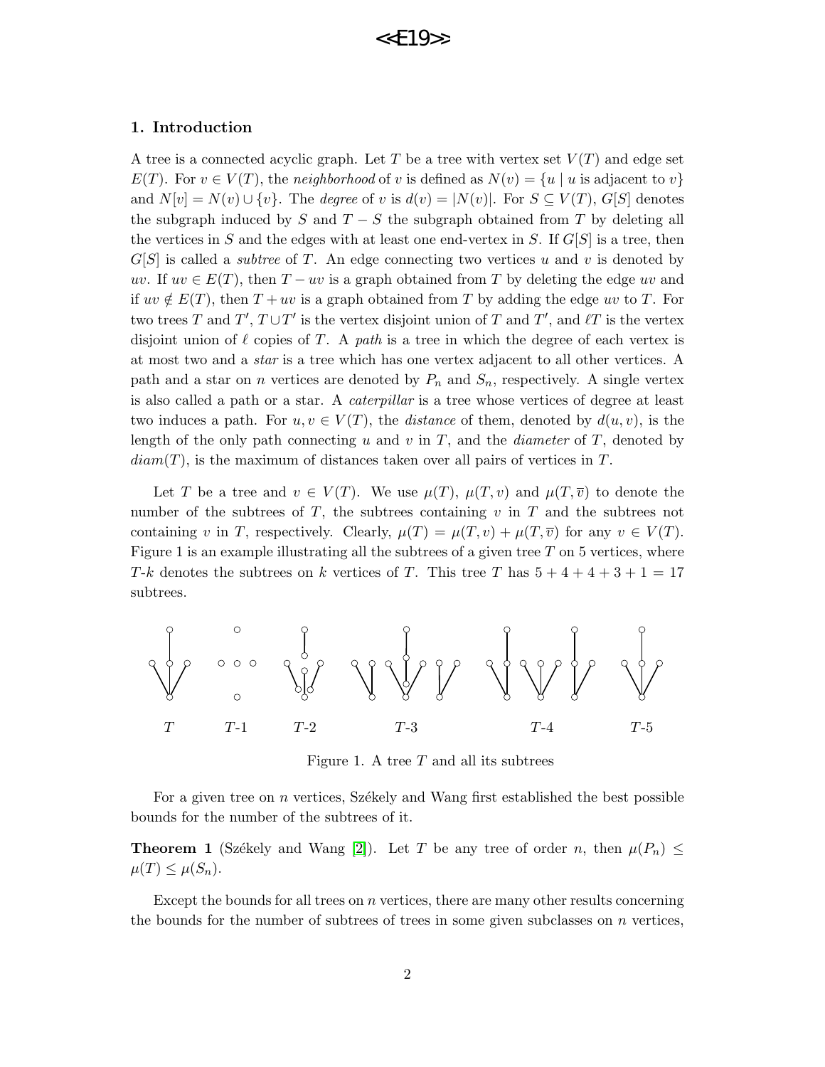## 1. Introduction

A tree is a connected acyclic graph. Let $T$ be a tree with vertex set $V(T)$ and edge set $E(T)$. For $v \in V(T)$, the *neighborhood* of $v$ is defined as $N(v) = \{u \mid u \text{ is adjacent to } v\}$ and $N[v] = N(v) \cup \{v\}$. The *degree* of $v$ is $d(v) = |N(v)|$. For $S \subseteq V(T)$, $G[S]$ denotes the subgraph induced by $S$ and $T - S$ the subgraph obtained from $T$ by deleting all the vertices in $S$ and the edges with at least one end-vertex in $S$. If $G[S]$ is a tree, then $G[S]$ is called a *subtree* of $T$. An edge connecting two vertices $u$ and $v$ is denoted by $uv$. If $uv \in E(T)$, then $T - uv$ is a graph obtained from $T$ by deleting the edge $uv$ and if $uv \notin E(T)$, then $T + uv$ is a graph obtained from $T$ by adding the edge $uv$ to $T$. For two trees $T$ and $T'$, $T \cup T'$ is the vertex disjoint union of $T$ and $T'$, and $\ell T$ is the vertex disjoint union of $\ell$ copies of $T$. A *path* is a tree in which the degree of each vertex is at most two and a *star* is a tree which has one vertex adjacent to all other vertices. A path and a star on $n$ vertices are denoted by $P_n$ and $S_n$, respectively. A single vertex is also called a path or a star. A *caterpillar* is a tree whose vertices of degree at least two induces a path. For $u, v \in V(T)$, the *distance* of them, denoted by $d(u, v)$, is the length of the only path connecting $u$ and $v$ in $T$, and the *diameter* of $T$, denoted by $diam(T)$, is the maximum of distances taken over all pairs of vertices in $T$.

Let $T$ be a tree and $v \in V(T)$. We use $\mu(T)$, $\mu(T, v)$ and $\mu(T, \overline{v})$ to denote the number of the subtrees of $T$, the subtrees containing $v$ in $T$ and the subtrees not containing $v$ in $T$, respectively. Clearly, $\mu(T) = \mu(T, v) + \mu(T, \overline{v})$ for any $v \in V(T)$. Figure 1 is an example illustrating all the subtrees of a given tree $T$ on 5 vertices, where $T$-$k$ denotes the subtrees on $k$ vertices of $T$. This tree $T$ has $5 + 4 + 4 + 3 + 1 = 17$ subtrees.

$T$ $\quad$ $T$-1 $\quad$ $T$-2 $\quad$ $T$-3 $\quad$ $T$-4 $\quad$ $T$-5

Figure 1. A tree $T$ and all its subtrees

For a given tree on $n$ vertices, Székely and Wang first established the best possible bounds for the number of the subtrees of it.

**Theorem 1** (Székely and Wang [2]). Let $T$ be any tree of order $n$, then $\mu(P_n) \leq \mu(T) \leq \mu(S_n)$.

Except the bounds for all trees on $n$ vertices, there are many other results concerning the bounds for the number of subtrees of trees in some given subclasses on $n$ vertices,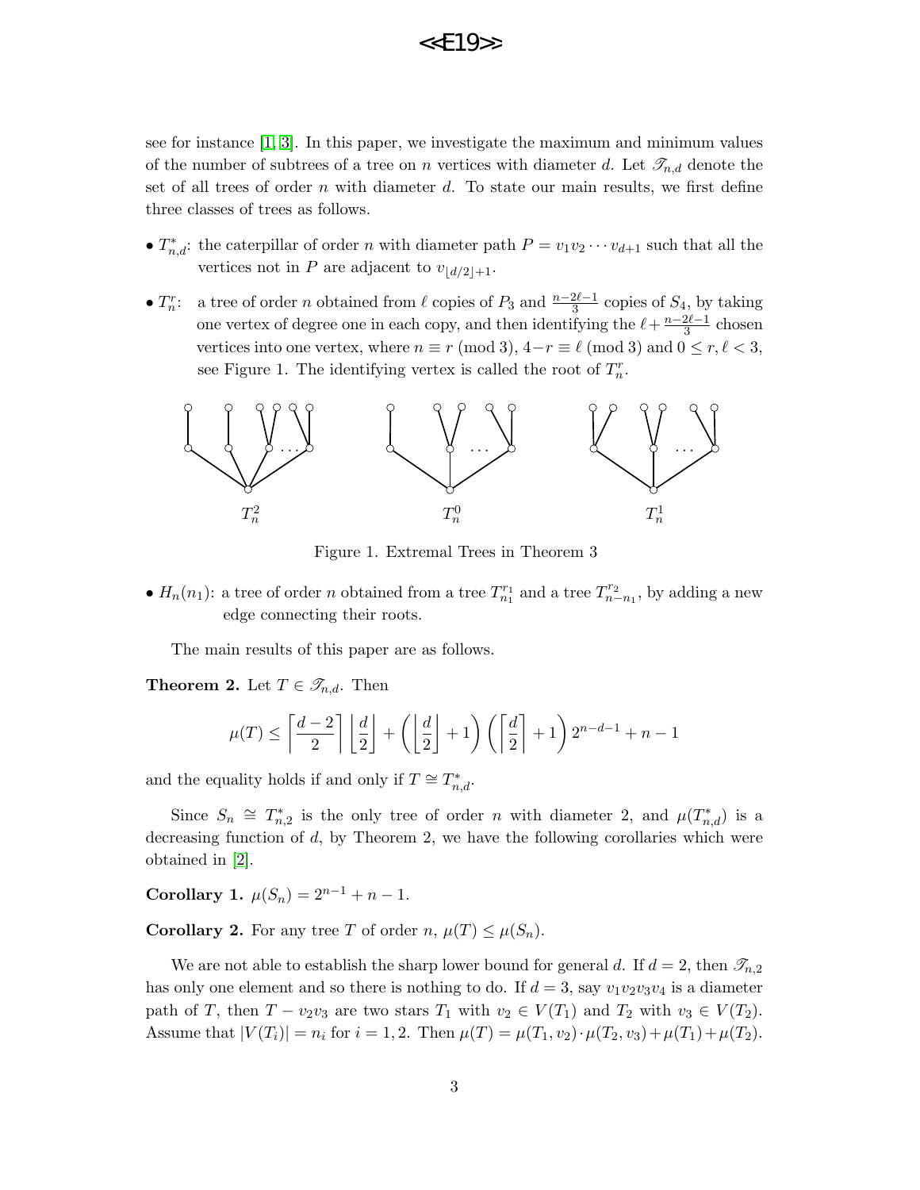see for instance [1, 3]. In this paper, we investigate the maximum and minimum values of the number of subtrees of a tree on $n$ vertices with diameter $d$. Let $\mathscr{T}_{n,d}$ denote the set of all trees of order $n$ with diameter $d$. To state our main results, we first define three classes of trees as follows.

- $T^*_{n,d}$: the caterpillar of order $n$ with diameter path $P = v_1v_2\cdots v_{d+1}$ such that all the vertices not in $P$ are adjacent to $v_{\lfloor d/2\rfloor+1}$.
- $T^r_n$: a tree of order $n$ obtained from $\ell$ copies of $P_3$ and $\frac{n-2\ell-1}{3}$ copies of $S_4$, by taking one vertex of degree one in each copy, and then identifying the $\ell+\frac{n-2\ell-1}{3}$ chosen vertices into one vertex, where $n \equiv r \pmod 3$, $4-r \equiv \ell \pmod 3$ and $0 \le r, \ell < 3$, see Figure 1. The identifying vertex is called the root of $T^r_n$.

Figure 1. Extremal Trees in Theorem 3

- $H_n(n_1)$: a tree of order $n$ obtained from a tree $T^{r_1}_{n_1}$ and a tree $T^{r_2}_{n-n_1}$, by adding a new edge connecting their roots.

The main results of this paper are as follows.

**Theorem 2.** Let $T \in \mathscr{T}_{n,d}$. Then

$$\mu(T) \le \left\lceil \frac{d-2}{2} \right\rceil \left\lfloor \frac{d}{2} \right\rfloor + \left( \left\lfloor \frac{d}{2} \right\rfloor + 1 \right) \left( \left\lceil \frac{d}{2} \right\rceil + 1 \right) 2^{n-d-1} + n - 1$$

and the equality holds if and only if $T \cong T^*_{n,d}$.

Since $S_n \cong T^*_{n,2}$ is the only tree of order $n$ with diameter 2, and $\mu(T^*_{n,d})$ is a decreasing function of $d$, by Theorem 2, we have the following corollaries which were obtained in [2].

**Corollary 1.** $\mu(S_n) = 2^{n-1} + n - 1$.

**Corollary 2.** For any tree $T$ of order $n$, $\mu(T) \le \mu(S_n)$.

We are not able to establish the sharp lower bound for general $d$. If $d = 2$, then $\mathscr{T}_{n,2}$ has only one element and so there is nothing to do. If $d = 3$, say $v_1v_2v_3v_4$ is a diameter path of $T$, then $T - v_2v_3$ are two stars $T_1$ with $v_2 \in V(T_1)$ and $T_2$ with $v_3 \in V(T_2)$. Assume that $|V(T_i)| = n_i$ for $i = 1, 2$. Then $\mu(T) = \mu(T_1, v_2)\cdot\mu(T_2, v_3) + \mu(T_1) + \mu(T_2)$.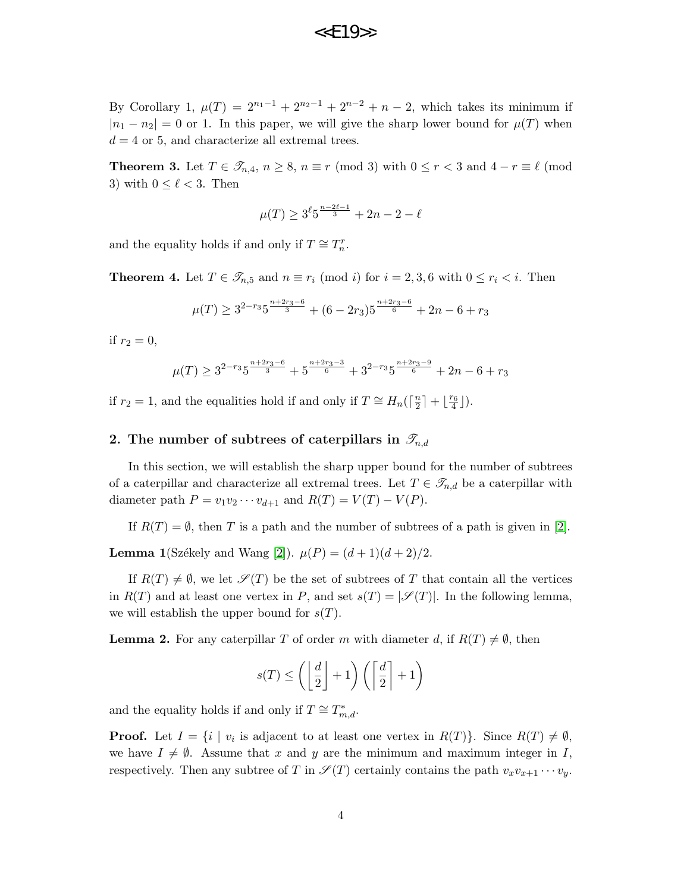By Corollary 1, $\mu(T) = 2^{n_1-1} + 2^{n_2-1} + 2^{n-2} + n - 2$, which takes its minimum if $|n_1 - n_2| = 0$ or 1. In this paper, we will give the sharp lower bound for $\mu(T)$ when $d = 4$ or 5, and characterize all extremal trees.

**Theorem 3.** Let $T \in \mathscr{T}_{n,4}$, $n \geq 8$, $n \equiv r \pmod 3$ with $0 \leq r < 3$ and $4 - r \equiv \ell \pmod 3$ with $0 \leq \ell < 3$. Then

$$\mu(T) \geq 3^{\ell} 5^{\frac{n-2\ell-1}{3}} + 2n - 2 - \ell$$

and the equality holds if and only if $T \cong T_n^r$.

**Theorem 4.** Let $T \in \mathscr{T}_{n,5}$ and $n \equiv r_i \pmod i$ for $i = 2, 3, 6$ with $0 \leq r_i < i$. Then

$$\mu(T) \geq 3^{2-r_3} 5^{\frac{n+2r_3-6}{3}} + (6 - 2r_3) 5^{\frac{n+2r_3-6}{6}} + 2n - 6 + r_3$$

if $r_2 = 0$,

$$\mu(T) \geq 3^{2-r_3} 5^{\frac{n+2r_3-6}{3}} + 5^{\frac{n+2r_3-3}{6}} + 3^{2-r_3} 5^{\frac{n+2r_3-9}{6}} + 2n - 6 + r_3$$

if $r_2 = 1$, and the equalities hold if and only if $T \cong H_n(\lceil \frac{n}{2} \rceil + \lfloor \frac{r_6}{4} \rfloor)$.

## 2. The number of subtrees of caterpillars in $\mathscr{T}_{n,d}$

In this section, we will establish the sharp upper bound for the number of subtrees of a caterpillar and characterize all extremal trees. Let $T \in \mathscr{T}_{n,d}$ be a caterpillar with diameter path $P = v_1 v_2 \cdots v_{d+1}$ and $R(T) = V(T) - V(P)$.

If $R(T) = \emptyset$, then $T$ is a path and the number of subtrees of a path is given in [2].

**Lemma 1**(Székely and Wang [2]). $\mu(P) = (d+1)(d+2)/2$.

If $R(T) \neq \emptyset$, we let $\mathscr{S}(T)$ be the set of subtrees of $T$ that contain all the vertices in $R(T)$ and at least one vertex in $P$, and set $s(T) = |\mathscr{S}(T)|$. In the following lemma, we will establish the upper bound for $s(T)$.

**Lemma 2.** For any caterpillar $T$ of order $m$ with diameter $d$, if $R(T) \neq \emptyset$, then

$$s(T) \leq \left( \left\lfloor \frac{d}{2} \right\rfloor + 1 \right) \left( \left\lceil \frac{d}{2} \right\rceil + 1 \right)$$

and the equality holds if and only if $T \cong T_{m,d}^*$.

**Proof.** Let $I = \{i \mid v_i$ is adjacent to at least one vertex in $R(T)\}$. Since $R(T) \neq \emptyset$, we have $I \neq \emptyset$. Assume that $x$ and $y$ are the minimum and maximum integer in $I$, respectively. Then any subtree of $T$ in $\mathscr{S}(T)$ certainly contains the path $v_x v_{x+1} \cdots v_y$.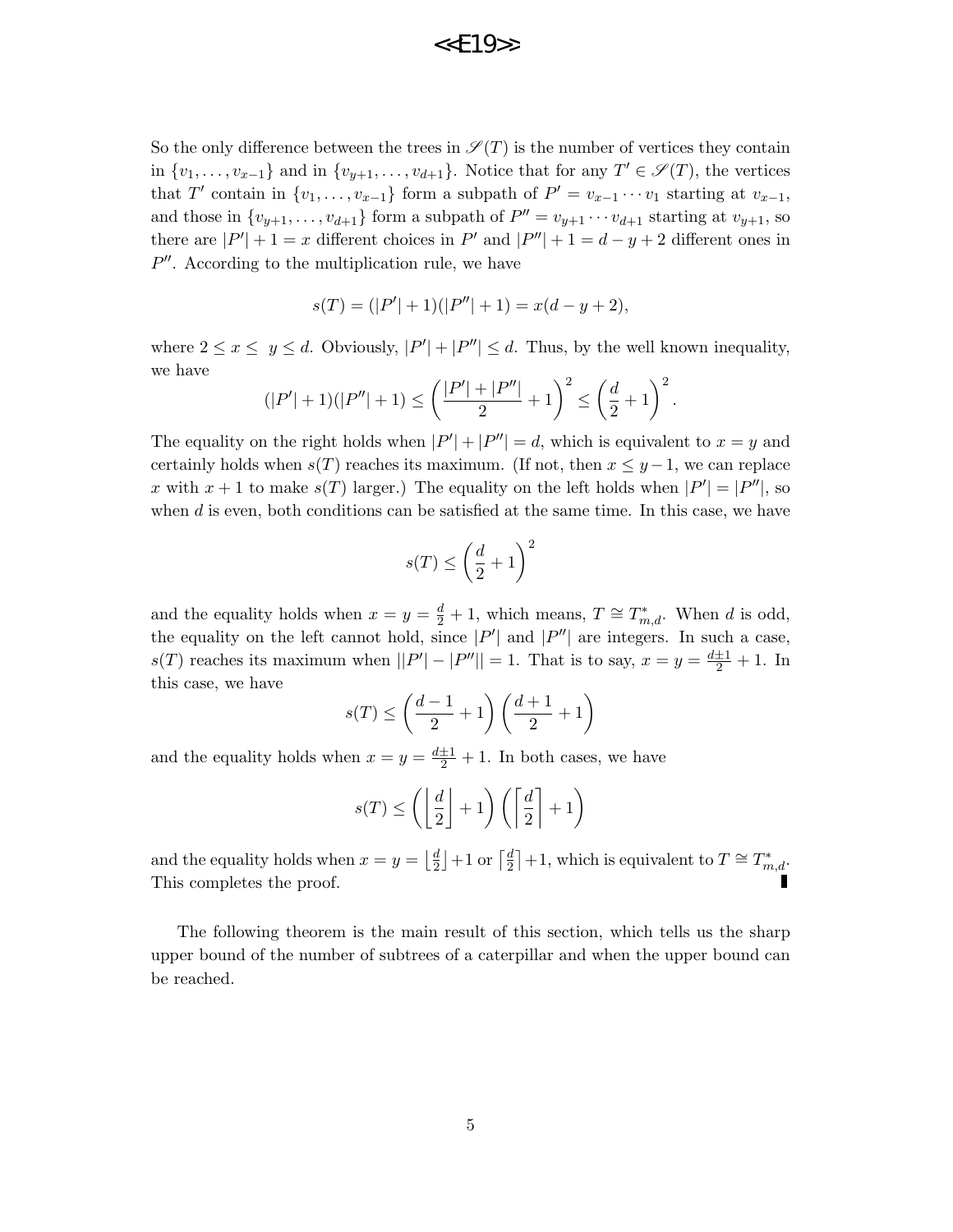So the only difference between the trees in $\mathscr{S}(T)$ is the number of vertices they contain in $\{v_1, \ldots, v_{x-1}\}$ and in $\{v_{y+1}, \ldots, v_{d+1}\}$. Notice that for any $T' \in \mathscr{S}(T)$, the vertices that $T'$ contain in $\{v_1, \ldots, v_{x-1}\}$ form a subpath of $P' = v_{x-1} \cdots v_1$ starting at $v_{x-1}$, and those in $\{v_{y+1}, \ldots, v_{d+1}\}$ form a subpath of $P'' = v_{y+1} \cdots v_{d+1}$ starting at $v_{y+1}$, so there are $|P'| + 1 = x$ different choices in $P'$ and $|P''| + 1 = d - y + 2$ different ones in $P''$. According to the multiplication rule, we have

$$s(T) = (|P'| + 1)(|P''| + 1) = x(d - y + 2),$$

where $2 \leq x \leq \ y \leq d$. Obviously, $|P'| + |P''| \leq d$. Thus, by the well known inequality, we have

$$(|P'| + 1)(|P''| + 1) \leq \left(\frac{|P'| + |P''|}{2} + 1\right)^2 \leq \left(\frac{d}{2} + 1\right)^2.$$

The equality on the right holds when $|P'| + |P''| = d$, which is equivalent to $x = y$ and certainly holds when $s(T)$ reaches its maximum. (If not, then $x \leq y - 1$, we can replace $x$ with $x + 1$ to make $s(T)$ larger.) The equality on the left holds when $|P'| = |P''|$, so when $d$ is even, both conditions can be satisfied at the same time. In this case, we have

$$s(T) \leq \left(\frac{d}{2} + 1\right)^2$$

and the equality holds when $x = y = \frac{d}{2} + 1$, which means, $T \cong T^*_{m,d}$. When $d$ is odd, the equality on the left cannot hold, since $|P'|$ and $|P''|$ are integers. In such a case, $s(T)$ reaches its maximum when $||P'| - |P''|| = 1$. That is to say, $x = y = \frac{d \pm 1}{2} + 1$. In this case, we have

$$s(T) \leq \left(\frac{d-1}{2} + 1\right)\left(\frac{d+1}{2} + 1\right)$$

and the equality holds when $x = y = \frac{d \pm 1}{2} + 1$. In both cases, we have

$$s(T) \leq \left(\left\lfloor\frac{d}{2}\right\rfloor + 1\right)\left(\left\lceil\frac{d}{2}\right\rceil + 1\right)$$

and the equality holds when $x = y = \lfloor \frac{d}{2} \rfloor + 1$ or $\lceil \frac{d}{2} \rceil + 1$, which is equivalent to $T \cong T^*_{m,d}$. This completes the proof. ∎

The following theorem is the main result of this section, which tells us the sharp upper bound of the number of subtrees of a caterpillar and when the upper bound can be reached.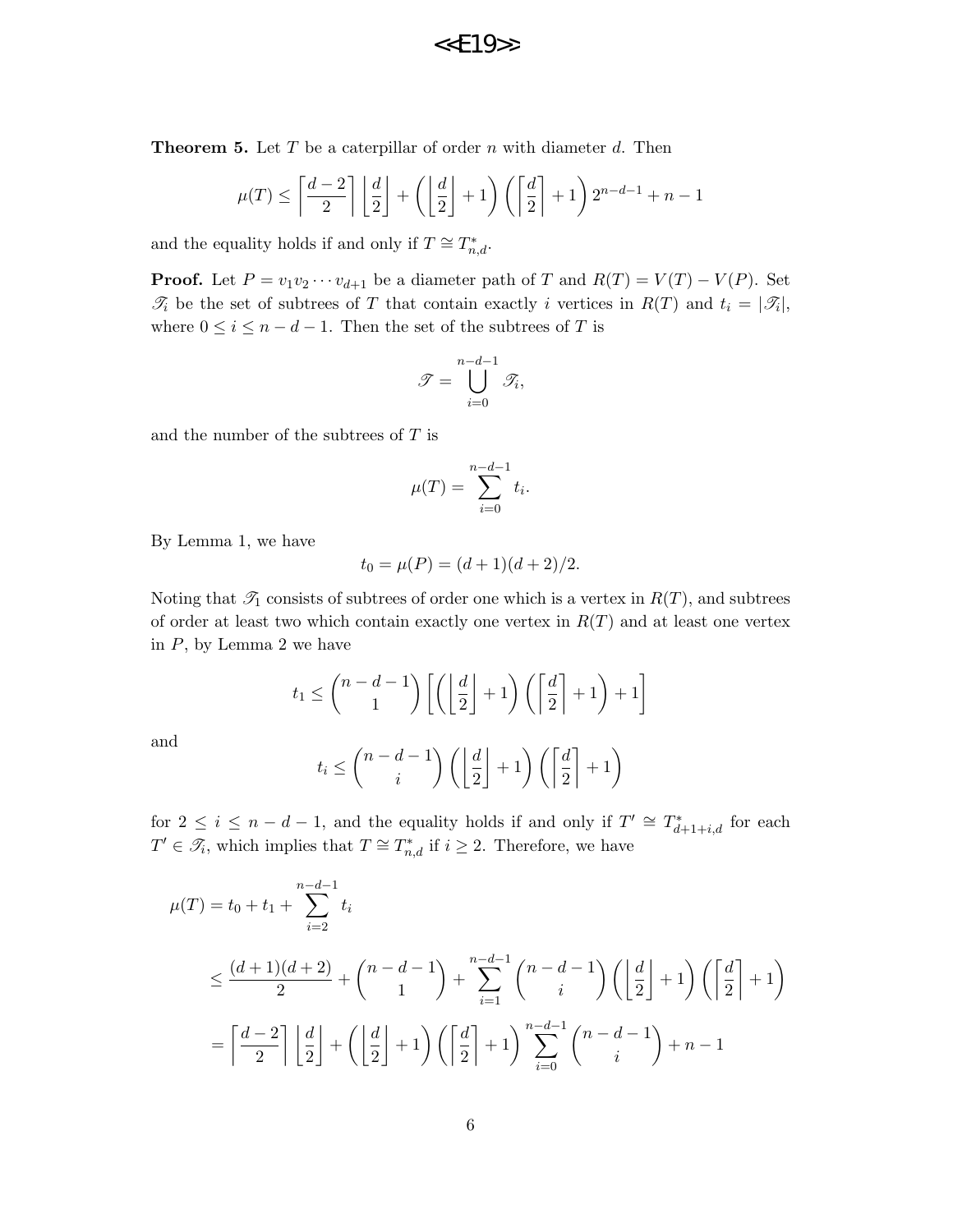**Theorem 5.** Let $T$ be a caterpillar of order $n$ with diameter $d$. Then

$$\mu(T) \leq \left\lceil \frac{d-2}{2} \right\rceil \left\lfloor \frac{d}{2} \right\rfloor + \left( \left\lfloor \frac{d}{2} \right\rfloor + 1 \right) \left( \left\lceil \frac{d}{2} \right\rceil + 1 \right) 2^{n-d-1} + n - 1$$

and the equality holds if and only if $T \cong T^*_{n,d}$.

**Proof.** Let $P = v_1 v_2 \cdots v_{d+1}$ be a diameter path of $T$ and $R(T) = V(T) - V(P)$. Set $\mathscr{T}_i$ be the set of subtrees of $T$ that contain exactly $i$ vertices in $R(T)$ and $t_i = |\mathscr{T}_i|$, where $0 \leq i \leq n-d-1$. Then the set of the subtrees of $T$ is

$$\mathscr{T} = \bigcup_{i=0}^{n-d-1} \mathscr{T}_i,$$

and the number of the subtrees of $T$ is

$$\mu(T) = \sum_{i=0}^{n-d-1} t_i.$$

By Lemma 1, we have

$$t_0 = \mu(P) = (d+1)(d+2)/2.$$

Noting that $\mathscr{T}_1$ consists of subtrees of order one which is a vertex in $R(T)$, and subtrees of order at least two which contain exactly one vertex in $R(T)$ and at least one vertex in $P$, by Lemma 2 we have

$$t_1 \leq \binom{n-d-1}{1} \left[ \left( \left\lfloor \frac{d}{2} \right\rfloor + 1 \right) \left( \left\lceil \frac{d}{2} \right\rceil + 1 \right) + 1 \right]$$

and

$$t_i \leq \binom{n-d-1}{i} \left( \left\lfloor \frac{d}{2} \right\rfloor + 1 \right) \left( \left\lceil \frac{d}{2} \right\rceil + 1 \right)$$

for $2 \leq i \leq n-d-1$, and the equality holds if and only if $T' \cong T^*_{d+1+i,d}$ for each $T' \in \mathscr{T}_i$, which implies that $T \cong T^*_{n,d}$ if $i \geq 2$. Therefore, we have

$$\begin{aligned}
\mu(T) &= t_0 + t_1 + \sum_{i=2}^{n-d-1} t_i \\
&\leq \frac{(d+1)(d+2)}{2} + \binom{n-d-1}{1} + \sum_{i=1}^{n-d-1} \binom{n-d-1}{i} \left( \left\lfloor \frac{d}{2} \right\rfloor + 1 \right) \left( \left\lceil \frac{d}{2} \right\rceil + 1 \right) \\
&= \left\lceil \frac{d-2}{2} \right\rceil \left\lfloor \frac{d}{2} \right\rfloor + \left( \left\lfloor \frac{d}{2} \right\rfloor + 1 \right) \left( \left\lceil \frac{d}{2} \right\rceil + 1 \right) \sum_{i=0}^{n-d-1} \binom{n-d-1}{i} + n - 1
\end{aligned}$$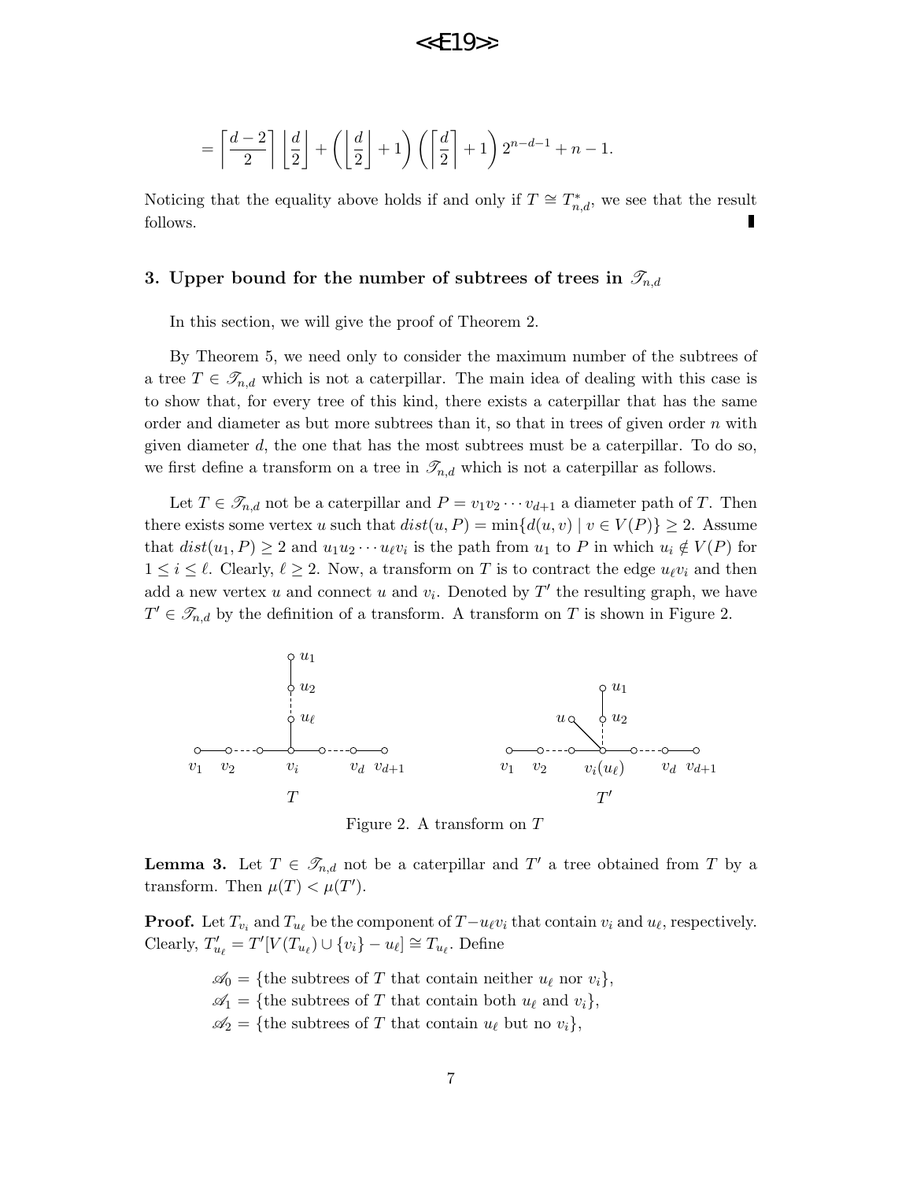$$= \left\lceil \frac{d-2}{2} \right\rceil \left\lfloor \frac{d}{2} \right\rfloor + \left( \left\lfloor \frac{d}{2} \right\rfloor + 1 \right) \left( \left\lceil \frac{d}{2} \right\rceil + 1 \right) 2^{n-d-1} + n - 1.$$

Noticing that the equality above holds if and only if $T \cong T^*_{n,d}$, we see that the result follows. ∎

## 3. Upper bound for the number of subtrees of trees in $\mathscr{T}_{n,d}$

In this section, we will give the proof of Theorem 2.

By Theorem 5, we need only to consider the maximum number of the subtrees of a tree $T \in \mathscr{T}_{n,d}$ which is not a caterpillar. The main idea of dealing with this case is to show that, for every tree of this kind, there exists a caterpillar that has the same order and diameter as but more subtrees than it, so that in trees of given order $n$ with given diameter $d$, the one that has the most subtrees must be a caterpillar. To do so, we first define a transform on a tree in $\mathscr{T}_{n,d}$ which is not a caterpillar as follows.

Let $T \in \mathscr{T}_{n,d}$ not be a caterpillar and $P = v_1 v_2 \cdots v_{d+1}$ a diameter path of $T$. Then there exists some vertex $u$ such that $dist(u, P) = \min\{d(u, v) \mid v \in V(P)\} \geq 2$. Assume that $dist(u_1, P) \geq 2$ and $u_1 u_2 \cdots u_\ell v_i$ is the path from $u_1$ to $P$ in which $u_i \notin V(P)$ for $1 \leq i \leq \ell$. Clearly, $\ell \geq 2$. Now, a transform on $T$ is to contract the edge $u_\ell v_i$ and then add a new vertex $u$ and connect $u$ and $v_i$. Denoted by $T'$ the resulting graph, we have $T' \in \mathscr{T}_{n,d}$ by the definition of a transform. A transform on $T$ is shown in Figure 2.

Figure 2. A transform on $T$

**Lemma 3.** Let $T \in \mathscr{T}_{n,d}$ not be a caterpillar and $T'$ a tree obtained from $T$ by a transform. Then $\mu(T) < \mu(T')$.

**Proof.** Let $T_{v_i}$ and $T_{u_\ell}$ be the component of $T - u_\ell v_i$ that contain $v_i$ and $u_\ell$, respectively. Clearly, $T'_{u_\ell} = T'[V(T_{u_\ell}) \cup \{v_i\} - u_\ell] \cong T_{u_\ell}$. Define

$\mathscr{A}_0 = \{$the subtrees of $T$ that contain neither $u_\ell$ nor $v_i\}$,
$\mathscr{A}_1 = \{$the subtrees of $T$ that contain both $u_\ell$ and $v_i\}$,
$\mathscr{A}_2 = \{$the subtrees of $T$ that contain $u_\ell$ but no $v_i\}$,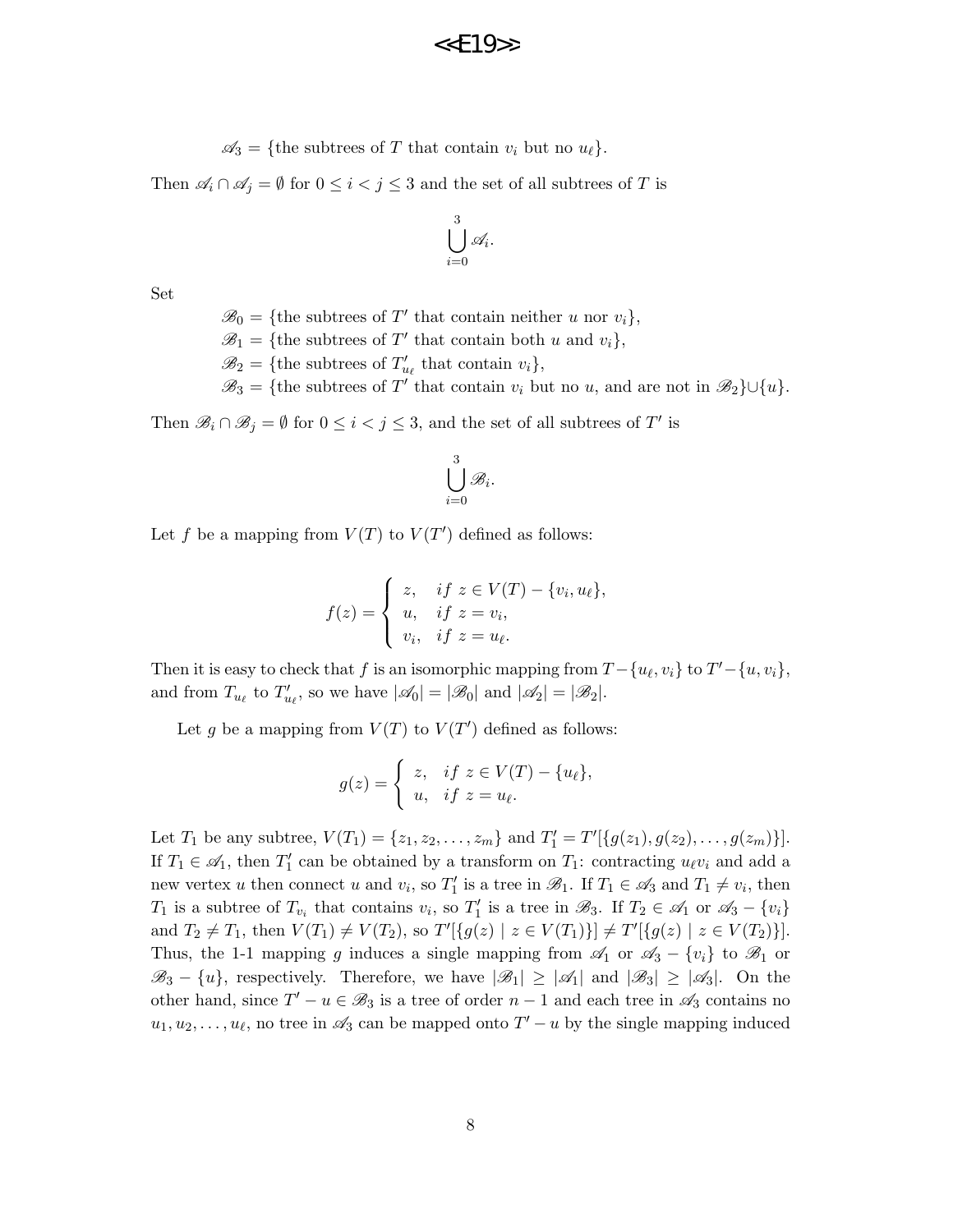$\mathscr{A}_3 = \{$the subtrees of $T$ that contain $v_i$ but no $u_\ell\}$.

Then $\mathscr{A}_i \cap \mathscr{A}_j = \emptyset$ for $0 \le i < j \le 3$ and the set of all subtrees of $T$ is

$$\bigcup_{i=0}^{3} \mathscr{A}_i.$$

Set

$\mathscr{B}_0 = \{$the subtrees of $T'$ that contain neither $u$ nor $v_i\}$,
$\mathscr{B}_1 = \{$the subtrees of $T'$ that contain both $u$ and $v_i\}$,
$\mathscr{B}_2 = \{$the subtrees of $T'_{u_\ell}$ that contain $v_i\}$,
$\mathscr{B}_3 = \{$the subtrees of $T'$ that contain $v_i$ but no $u$, and are not in $\mathscr{B}_2\} \cup \{u\}$.

Then $\mathscr{B}_i \cap \mathscr{B}_j = \emptyset$ for $0 \le i < j \le 3$, and the set of all subtrees of $T'$ is

$$\bigcup_{i=0}^{3} \mathscr{B}_i.$$

Let $f$ be a mapping from $V(T)$ to $V(T')$ defined as follows:

$$f(z) = \begin{cases} z, & if\ z \in V(T) - \{v_i, u_\ell\}, \\ u, & if\ z = v_i, \\ v_i, & if\ z = u_\ell. \end{cases}$$

Then it is easy to check that $f$ is an isomorphic mapping from $T - \{u_\ell, v_i\}$ to $T' - \{u, v_i\}$, and from $T_{u_\ell}$ to $T'_{u_\ell}$, so we have $|\mathscr{A}_0| = |\mathscr{B}_0|$ and $|\mathscr{A}_2| = |\mathscr{B}_2|$.

Let $g$ be a mapping from $V(T)$ to $V(T')$ defined as follows:

$$g(z) = \begin{cases} z, & if\ z \in V(T) - \{u_\ell\}, \\ u, & if\ z = u_\ell. \end{cases}$$

Let $T_1$ be any subtree, $V(T_1) = \{z_1, z_2, \ldots, z_m\}$ and $T'_1 = T'[\{g(z_1), g(z_2), \ldots, g(z_m)\}]$. If $T_1 \in \mathscr{A}_1$, then $T'_1$ can be obtained by a transform on $T_1$: contracting $u_\ell v_i$ and add a new vertex $u$ then connect $u$ and $v_i$, so $T'_1$ is a tree in $\mathscr{B}_1$. If $T_1 \in \mathscr{A}_3$ and $T_1 \ne v_i$, then $T_1$ is a subtree of $T_{v_i}$ that contains $v_i$, so $T'_1$ is a tree in $\mathscr{B}_3$. If $T_2 \in \mathscr{A}_1$ or $\mathscr{A}_3 - \{v_i\}$ and $T_2 \ne T_1$, then $V(T_1) \ne V(T_2)$, so $T'[\{g(z) \mid z \in V(T_1)\}] \ne T'[\{g(z) \mid z \in V(T_2)\}]$. Thus, the 1-1 mapping $g$ induces a single mapping from $\mathscr{A}_1$ or $\mathscr{A}_3 - \{v_i\}$ to $\mathscr{B}_1$ or $\mathscr{B}_3 - \{u\}$, respectively. Therefore, we have $|\mathscr{B}_1| \ge |\mathscr{A}_1|$ and $|\mathscr{B}_3| \ge |\mathscr{A}_3|$. On the other hand, since $T' - u \in \mathscr{B}_3$ is a tree of order $n-1$ and each tree in $\mathscr{A}_3$ contains no $u_1, u_2, \ldots, u_\ell$, no tree in $\mathscr{A}_3$ can be mapped onto $T' - u$ by the single mapping induced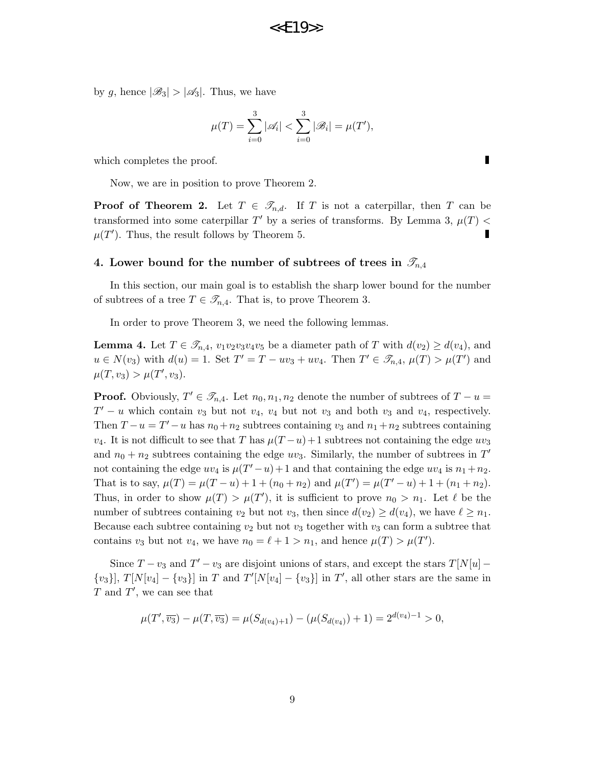by $g$, hence $|\mathscr{B}_3| > |\mathscr{A}_3|$. Thus, we have

$$\mu(T) = \sum_{i=0}^{3} |\mathscr{A}_i| < \sum_{i=0}^{3} |\mathscr{B}_i| = \mu(T'),$$

which completes the proof. ∎

Now, we are in position to prove Theorem 2.

**Proof of Theorem 2.** Let $T \in \mathscr{T}_{n,d}$. If $T$ is not a caterpillar, then $T$ can be transformed into some caterpillar $T'$ by a series of transforms. By Lemma 3, $\mu(T) < \mu(T')$. Thus, the result follows by Theorem 5. ∎

## 4. Lower bound for the number of subtrees of trees in $\mathscr{T}_{n,4}$

In this section, our main goal is to establish the sharp lower bound for the number of subtrees of a tree $T \in \mathscr{T}_{n,4}$. That is, to prove Theorem 3.

In order to prove Theorem 3, we need the following lemmas.

**Lemma 4.** Let $T \in \mathscr{T}_{n,4}$, $v_1v_2v_3v_4v_5$ be a diameter path of $T$ with $d(v_2) \geq d(v_4)$, and $u \in N(v_3)$ with $d(u) = 1$. Set $T' = T - uv_3 + uv_4$. Then $T' \in \mathscr{T}_{n,4}$, $\mu(T) > \mu(T')$ and $\mu(T, v_3) > \mu(T', v_3)$.

**Proof.** Obviously, $T' \in \mathscr{T}_{n,4}$. Let $n_0, n_1, n_2$ denote the number of subtrees of $T - u = T' - u$ which contain $v_3$ but not $v_4$, $v_4$ but not $v_3$ and both $v_3$ and $v_4$, respectively. Then $T - u = T' - u$ has $n_0 + n_2$ subtrees containing $v_3$ and $n_1 + n_2$ subtrees containing $v_4$. It is not difficult to see that $T$ has $\mu(T-u)+1$ subtrees not containing the edge $uv_3$ and $n_0 + n_2$ subtrees containing the edge $uv_3$. Similarly, the number of subtrees in $T'$ not containing the edge $uv_4$ is $\mu(T'-u)+1$ and that containing the edge $uv_4$ is $n_1+n_2$. That is to say, $\mu(T) = \mu(T-u) + 1 + (n_0 + n_2)$ and $\mu(T') = \mu(T'-u) + 1 + (n_1 + n_2)$. Thus, in order to show $\mu(T) > \mu(T')$, it is sufficient to prove $n_0 > n_1$. Let $\ell$ be the number of subtrees containing $v_2$ but not $v_3$, then since $d(v_2) \geq d(v_4)$, we have $\ell \geq n_1$. Because each subtree containing $v_2$ but not $v_3$ together with $v_3$ can form a subtree that contains $v_3$ but not $v_4$, we have $n_0 = \ell + 1 > n_1$, and hence $\mu(T) > \mu(T')$.

Since $T - v_3$ and $T' - v_3$ are disjoint unions of stars, and except the stars $T[N[u] - \{v_3\}]$, $T[N[v_4] - \{v_3\}]$ in $T$ and $T'[N[v_4] - \{v_3\}]$ in $T'$, all other stars are the same in $T$ and $T'$, we can see that

$$\mu(T', \overline{v_3}) - \mu(T, \overline{v_3}) = \mu(S_{d(v_4)+1}) - (\mu(S_{d(v_4)}) + 1) = 2^{d(v_4)-1} > 0,$$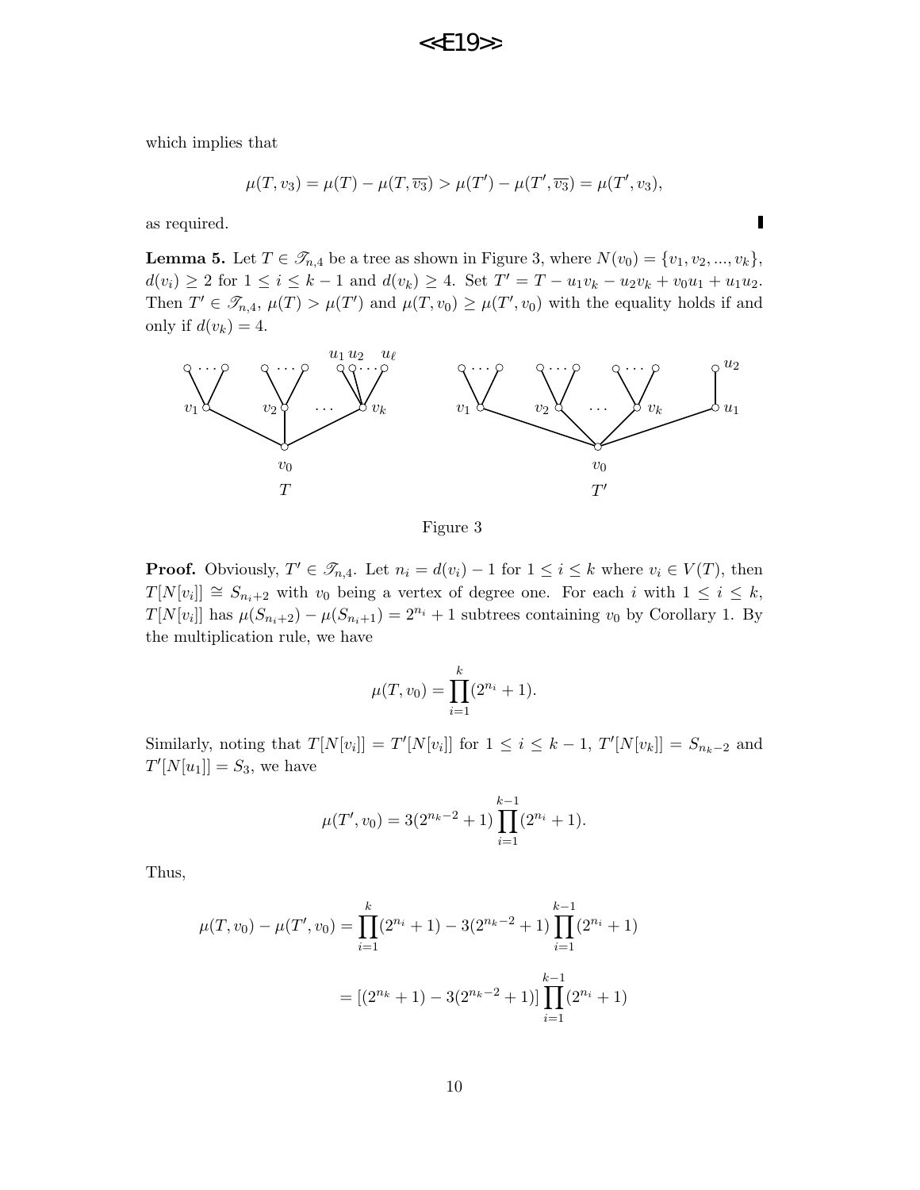which implies that

$$\mu(T, v_3) = \mu(T) - \mu(T, \overline{v_3}) > \mu(T') - \mu(T', \overline{v_3}) = \mu(T', v_3),$$

as required. ▮

**Lemma 5.** Let $T \in \mathscr{T}_{n,4}$ be a tree as shown in Figure 3, where $N(v_0) = \{v_1, v_2, ..., v_k\}$, $d(v_i) \geq 2$ for $1 \leq i \leq k-1$ and $d(v_k) \geq 4$. Set $T' = T - u_1v_k - u_2v_k + v_0u_1 + u_1u_2$. Then $T' \in \mathscr{T}_{n,4}$, $\mu(T) > \mu(T')$ and $\mu(T, v_0) \geq \mu(T', v_0)$ with the equality holds if and only if $d(v_k) = 4$.

Figure 3

**Proof.** Obviously, $T' \in \mathscr{T}_{n,4}$. Let $n_i = d(v_i) - 1$ for $1 \leq i \leq k$ where $v_i \in V(T)$, then $T[N[v_i]] \cong S_{n_i+2}$ with $v_0$ being a vertex of degree one. For each $i$ with $1 \leq i \leq k$, $T[N[v_i]]$ has $\mu(S_{n_i+2}) - \mu(S_{n_i+1}) = 2^{n_i} + 1$ subtrees containing $v_0$ by Corollary 1. By the multiplication rule, we have

$$\mu(T, v_0) = \prod_{i=1}^{k}(2^{n_i} + 1).$$

Similarly, noting that $T[N[v_i]] = T'[N[v_i]]$ for $1 \leq i \leq k-1$, $T'[N[v_k]] = S_{n_k-2}$ and $T'[N[u_1]] = S_3$, we have

$$\mu(T', v_0) = 3(2^{n_k-2} + 1)\prod_{i=1}^{k-1}(2^{n_i} + 1).$$

Thus,

$$\begin{aligned}
\mu(T, v_0) - \mu(T', v_0) &= \prod_{i=1}^{k}(2^{n_i} + 1) - 3(2^{n_k-2} + 1)\prod_{i=1}^{k-1}(2^{n_i} + 1) \\
&= [(2^{n_k} + 1) - 3(2^{n_k-2} + 1)]\prod_{i=1}^{k-1}(2^{n_i} + 1)
\end{aligned}$$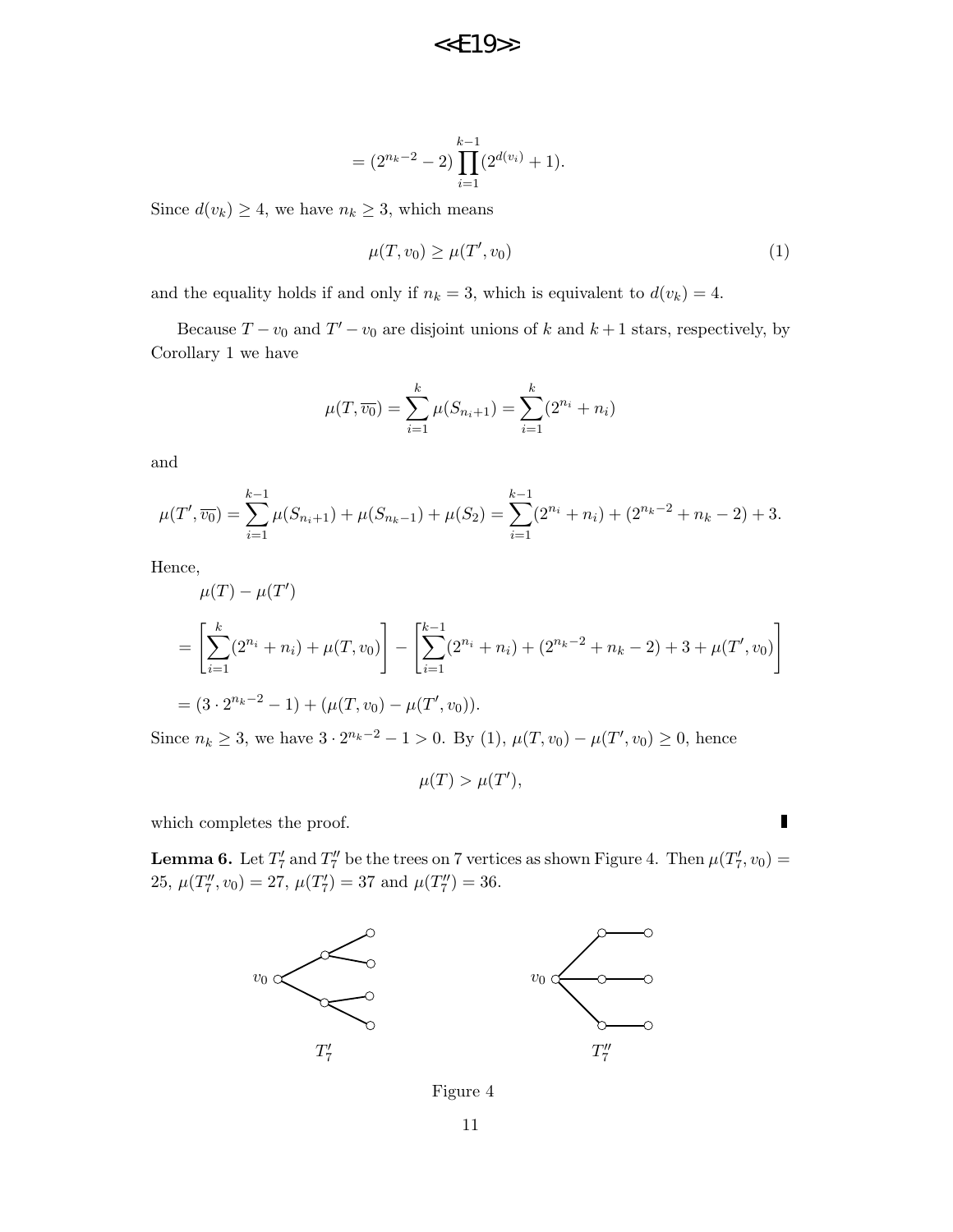$$= (2^{n_k-2} - 2)\prod_{i=1}^{k-1}(2^{d(v_i)} + 1).$$

Since $d(v_k) \geq 4$, we have $n_k \geq 3$, which means

$$\mu(T, v_0) \geq \mu(T', v_0) \tag{1}$$

and the equality holds if and only if $n_k = 3$, which is equivalent to $d(v_k) = 4$.

Because $T - v_0$ and $T' - v_0$ are disjoint unions of $k$ and $k+1$ stars, respectively, by Corollary 1 we have

$$\mu(T, \overline{v_0}) = \sum_{i=1}^{k} \mu(S_{n_i+1}) = \sum_{i=1}^{k}(2^{n_i} + n_i)$$

and

$$\mu(T', \overline{v_0}) = \sum_{i=1}^{k-1} \mu(S_{n_i+1}) + \mu(S_{n_k-1}) + \mu(S_2) = \sum_{i=1}^{k-1}(2^{n_i} + n_i) + (2^{n_k-2} + n_k - 2) + 3.$$

Hence,

$$\begin{aligned}
&\mu(T) - \mu(T') \\
&= \left[\sum_{i=1}^{k}(2^{n_i} + n_i) + \mu(T, v_0)\right] - \left[\sum_{i=1}^{k-1}(2^{n_i} + n_i) + (2^{n_k-2} + n_k - 2) + 3 + \mu(T', v_0)\right] \\
&= (3 \cdot 2^{n_k-2} - 1) + (\mu(T, v_0) - \mu(T', v_0)).
\end{aligned}$$

Since $n_k \geq 3$, we have $3 \cdot 2^{n_k-2} - 1 > 0$. By (1), $\mu(T, v_0) - \mu(T', v_0) \geq 0$, hence

$$\mu(T) > \mu(T'),$$

which completes the proof. ∎

**Lemma 6.** Let $T_7'$ and $T_7''$ be the trees on 7 vertices as shown Figure 4. Then $\mu(T_7', v_0) = 25$, $\mu(T_7'', v_0) = 27$, $\mu(T_7') = 37$ and $\mu(T_7'') = 36$.

Figure 4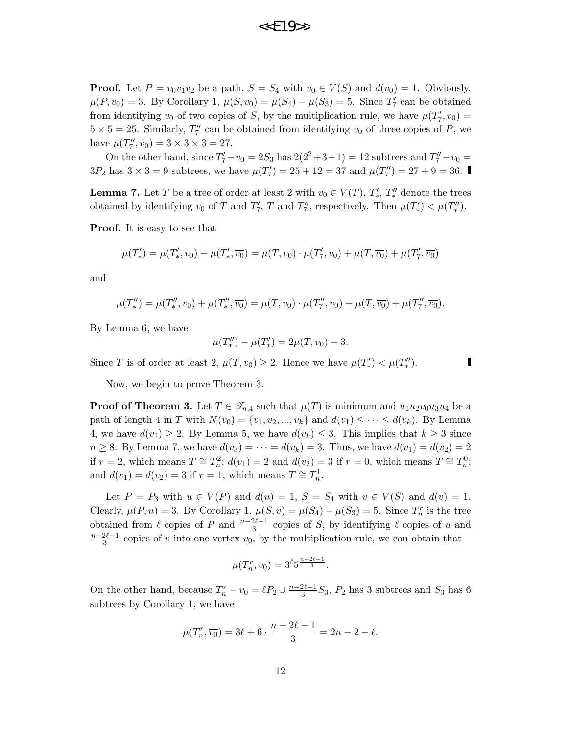**Proof.** Let $P = v_0v_1v_2$ be a path, $S = S_4$ with $v_0 \in V(S)$ and $d(v_0) = 1$. Obviously, $\mu(P, v_0) = 3$. By Corollary 1, $\mu(S, v_0) = \mu(S_4) - \mu(S_3) = 5$. Since $T_7'$ can be obtained from identifying $v_0$ of two copies of $S$, by the multiplication rule, we have $\mu(T_7', v_0) = 5 \times 5 = 25$. Similarly, $T_7''$ can be obtained from identifying $v_0$ of three copies of $P$, we have $\mu(T_7'', v_0) = 3 \times 3 \times 3 = 27$.

On the other hand, since $T_7' - v_0 = 2S_3$ has $2(2^2 + 3 - 1) = 12$ subtrees and $T_7'' - v_0 = 3P_2$ has $3 \times 3 = 9$ subtrees, we have $\mu(T_7') = 25 + 12 = 37$ and $\mu(T_7'') = 27 + 9 = 36$. ∎

**Lemma 7.** Let $T$ be a tree of order at least 2 with $v_0 \in V(T)$, $T_*'$, $T_*''$ denote the trees obtained by identifying $v_0$ of $T$ and $T_7'$, $T$ and $T_7''$, respectively. Then $\mu(T_*') < \mu(T_*'')$.

**Proof.** It is easy to see that

$$\mu(T_*') = \mu(T_*', v_0) + \mu(T_*', \overline{v_0}) = \mu(T, v_0) \cdot \mu(T_7', v_0) + \mu(T, \overline{v_0}) + \mu(T_7', \overline{v_0})$$

and

$$\mu(T_*'') = \mu(T_*'', v_0) + \mu(T_*'', \overline{v_0}) = \mu(T, v_0) \cdot \mu(T_7'', v_0) + \mu(T, \overline{v_0}) + \mu(T_7'', \overline{v_0}).$$

By Lemma 6, we have

$$\mu(T_*'') - \mu(T_*') = 2\mu(T, v_0) - 3.$$

Since $T$ is of order at least 2, $\mu(T, v_0) \geq 2$. Hence we have $\mu(T_*') < \mu(T_*'')$. ∎

Now, we begin to prove Theorem 3.

**Proof of Theorem 3.** Let $T \in \mathscr{T}_{n,4}$ such that $\mu(T)$ is minimum and $u_1u_2v_0u_3u_4$ be a path of length 4 in $T$ with $N(v_0) = \{v_1, v_2, ..., v_k\}$ and $d(v_1) \leq \cdots \leq d(v_k)$. By Lemma 4, we have $d(v_1) \geq 2$. By Lemma 5, we have $d(v_k) \leq 3$. This implies that $k \geq 3$ since $n \geq 8$. By Lemma 7, we have $d(v_3) = \cdots = d(v_k) = 3$. Thus, we have $d(v_1) = d(v_2) = 2$ if $r = 2$, which means $T \cong T_n^2$; $d(v_1) = 2$ and $d(v_2) = 3$ if $r = 0$, which means $T \cong T_n^0$; and $d(v_1) = d(v_2) = 3$ if $r = 1$, which means $T \cong T_n^1$.

Let $P = P_3$ with $u \in V(P)$ and $d(u) = 1$, $S = S_4$ with $v \in V(S)$ and $d(v) = 1$. Clearly, $\mu(P, u) = 3$. By Corollary 1, $\mu(S, v) = \mu(S_4) - \mu(S_3) = 5$. Since $T_n^r$ is the tree obtained from $\ell$ copies of $P$ and $\frac{n-2\ell-1}{3}$ copies of $S$, by identifying $\ell$ copies of $u$ and $\frac{n-2\ell-1}{3}$ copies of $v$ into one vertex $v_0$, by the multiplication rule, we can obtain that

$$\mu(T_n^r, v_0) = 3^\ell 5^{\frac{n-2\ell-1}{3}}.$$

On the other hand, because $T_n^r - v_0 = \ell P_2 \cup \frac{n-2\ell-1}{3} S_3$, $P_2$ has 3 subtrees and $S_3$ has 6 subtrees by Corollary 1, we have

$$\mu(T_n^r, \overline{v_0}) = 3\ell + 6 \cdot \frac{n - 2\ell - 1}{3} = 2n - 2 - \ell.$$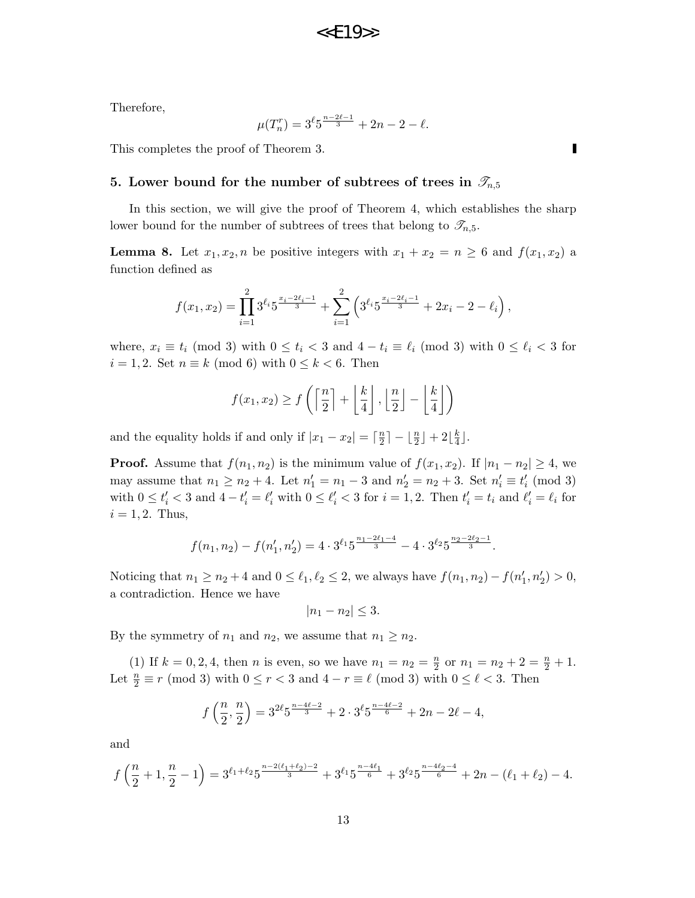Therefore,

$$\mu(T_n^r) = 3^\ell 5^{\frac{n-2\ell-1}{3}} + 2n - 2 - \ell.$$

This completes the proof of Theorem 3. ∎

## 5. Lower bound for the number of subtrees of trees in $\mathscr{T}_{n,5}$

In this section, we will give the proof of Theorem 4, which establishes the sharp lower bound for the number of subtrees of trees that belong to $\mathscr{T}_{n,5}$.

**Lemma 8.** Let $x_1, x_2, n$ be positive integers with $x_1 + x_2 = n \geq 6$ and $f(x_1, x_2)$ a function defined as

$$f(x_1, x_2) = \prod_{i=1}^{2} 3^{\ell_i} 5^{\frac{x_i - 2\ell_i - 1}{3}} + \sum_{i=1}^{2} \left( 3^{\ell_i} 5^{\frac{x_i - 2\ell_i - 1}{3}} + 2x_i - 2 - \ell_i \right),$$

where, $x_i \equiv t_i \pmod 3$ with $0 \leq t_i < 3$ and $4 - t_i \equiv \ell_i \pmod 3$ with $0 \leq \ell_i < 3$ for $i = 1, 2$. Set $n \equiv k \pmod 6$ with $0 \leq k < 6$. Then

$$f(x_1, x_2) \geq f\left( \left\lceil \frac{n}{2} \right\rceil + \left\lfloor \frac{k}{4} \right\rfloor, \left\lfloor \frac{n}{2} \right\rfloor - \left\lfloor \frac{k}{4} \right\rfloor \right)$$

and the equality holds if and only if $|x_1 - x_2| = \lceil \frac{n}{2} \rceil - \lfloor \frac{n}{2} \rfloor + 2\lfloor \frac{k}{4} \rfloor$.

**Proof.** Assume that $f(n_1, n_2)$ is the minimum value of $f(x_1, x_2)$. If $|n_1 - n_2| \geq 4$, we may assume that $n_1 \geq n_2 + 4$. Let $n_1' = n_1 - 3$ and $n_2' = n_2 + 3$. Set $n_i' \equiv t_i' \pmod 3$ with $0 \leq t_i' < 3$ and $4 - t_i' = \ell_i'$ with $0 \leq \ell_i' < 3$ for $i = 1, 2$. Then $t_i' = t_i$ and $\ell_i' = \ell_i$ for $i = 1, 2$. Thus,

$$f(n_1, n_2) - f(n_1', n_2') = 4 \cdot 3^{\ell_1} 5^{\frac{n_1 - 2\ell_1 - 4}{3}} - 4 \cdot 3^{\ell_2} 5^{\frac{n_2 - 2\ell_2 - 1}{3}}.$$

Noticing that $n_1 \geq n_2 + 4$ and $0 \leq \ell_1, \ell_2 \leq 2$, we always have $f(n_1, n_2) - f(n_1', n_2') > 0$, a contradiction. Hence we have

$$|n_1 - n_2| \leq 3.$$

By the symmetry of $n_1$ and $n_2$, we assume that $n_1 \geq n_2$.

(1) If $k = 0, 2, 4$, then $n$ is even, so we have $n_1 = n_2 = \frac{n}{2}$ or $n_1 = n_2 + 2 = \frac{n}{2} + 1$. Let $\frac{n}{2} \equiv r \pmod 3$ with $0 \leq r < 3$ and $4 - r \equiv \ell \pmod 3$ with $0 \leq \ell < 3$. Then

$$f\left(\frac{n}{2}, \frac{n}{2}\right) = 3^{2\ell} 5^{\frac{n-4\ell-2}{3}} + 2 \cdot 3^\ell 5^{\frac{n-4\ell-2}{6}} + 2n - 2\ell - 4,$$

and

$$f\left(\frac{n}{2} + 1, \frac{n}{2} - 1\right) = 3^{\ell_1 + \ell_2} 5^{\frac{n - 2(\ell_1 + \ell_2) - 2}{3}} + 3^{\ell_1} 5^{\frac{n - 4\ell_1}{6}} + 3^{\ell_2} 5^{\frac{n - 4\ell_2 - 4}{6}} + 2n - (\ell_1 + \ell_2) - 4.$$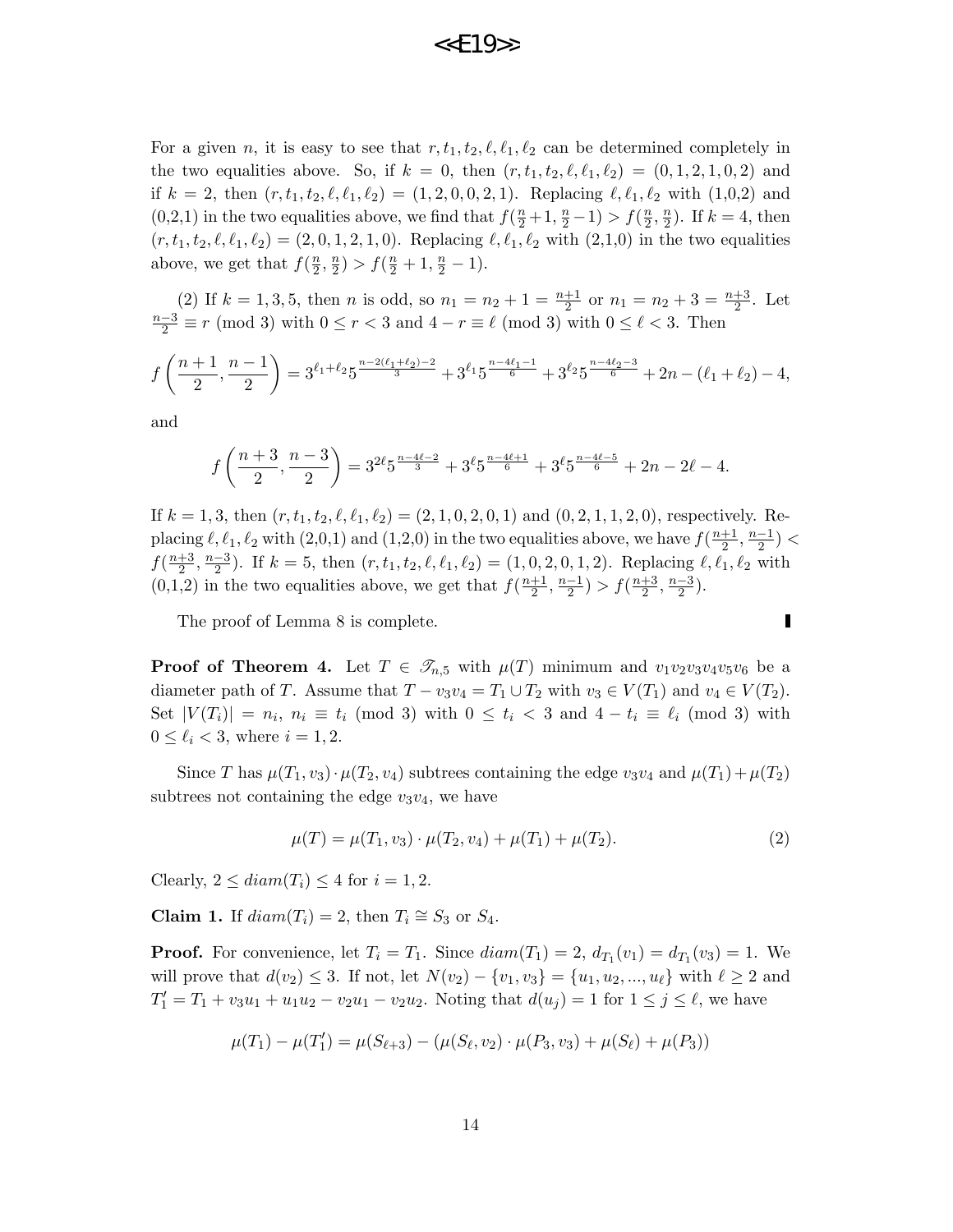For a given $n$, it is easy to see that $r, t_1, t_2, \ell, \ell_1, \ell_2$ can be determined completely in the two equalities above. So, if $k = 0$, then $(r, t_1, t_2, \ell, \ell_1, \ell_2) = (0, 1, 2, 1, 0, 2)$ and if $k = 2$, then $(r, t_1, t_2, \ell, \ell_1, \ell_2) = (1, 2, 0, 0, 2, 1)$. Replacing $\ell, \ell_1, \ell_2$ with (1,0,2) and (0,2,1) in the two equalities above, we find that $f(\frac{n}{2}+1, \frac{n}{2}-1) > f(\frac{n}{2}, \frac{n}{2})$. If $k = 4$, then $(r, t_1, t_2, \ell, \ell_1, \ell_2) = (2, 0, 1, 2, 1, 0)$. Replacing $\ell, \ell_1, \ell_2$ with (2,1,0) in the two equalities above, we get that $f(\frac{n}{2}, \frac{n}{2}) > f(\frac{n}{2}+1, \frac{n}{2}-1)$.

(2) If $k = 1, 3, 5$, then $n$ is odd, so $n_1 = n_2 + 1 = \frac{n+1}{2}$ or $n_1 = n_2 + 3 = \frac{n+3}{2}$. Let $\frac{n-3}{2} \equiv r \pmod 3$ with $0 \le r < 3$ and $4 - r \equiv \ell \pmod 3$ with $0 \le \ell < 3$. Then

$$f\left(\frac{n+1}{2}, \frac{n-1}{2}\right) = 3^{\ell_1+\ell_2} 5^{\frac{n-2(\ell_1+\ell_2)-2}{3}} + 3^{\ell_1} 5^{\frac{n-4\ell_1-1}{6}} + 3^{\ell_2} 5^{\frac{n-4\ell_2-3}{6}} + 2n - (\ell_1+\ell_2) - 4,$$

and

$$f\left(\frac{n+3}{2}, \frac{n-3}{2}\right) = 3^{2\ell} 5^{\frac{n-4\ell-2}{3}} + 3^{\ell} 5^{\frac{n-4\ell+1}{6}} + 3^{\ell} 5^{\frac{n-4\ell-5}{6}} + 2n - 2\ell - 4.$$

If $k = 1, 3$, then $(r, t_1, t_2, \ell, \ell_1, \ell_2) = (2, 1, 0, 2, 0, 1)$ and $(0, 2, 1, 1, 2, 0)$, respectively. Replacing $\ell, \ell_1, \ell_2$ with (2,0,1) and (1,2,0) in the two equalities above, we have $f(\frac{n+1}{2}, \frac{n-1}{2}) < f(\frac{n+3}{2}, \frac{n-3}{2})$. If $k = 5$, then $(r, t_1, t_2, \ell, \ell_1, \ell_2) = (1, 0, 2, 0, 1, 2)$. Replacing $\ell, \ell_1, \ell_2$ with (0,1,2) in the two equalities above, we get that $f(\frac{n+1}{2}, \frac{n-1}{2}) > f(\frac{n+3}{2}, \frac{n-3}{2})$.

The proof of Lemma 8 is complete. ∎

**Proof of Theorem 4.** Let $T \in \mathscr{T}_{n,5}$ with $\mu(T)$ minimum and $v_1v_2v_3v_4v_5v_6$ be a diameter path of $T$. Assume that $T - v_3v_4 = T_1 \cup T_2$ with $v_3 \in V(T_1)$ and $v_4 \in V(T_2)$. Set $|V(T_i)| = n_i$, $n_i \equiv t_i \pmod 3$ with $0 \le t_i < 3$ and $4 - t_i \equiv \ell_i \pmod 3$ with $0 \le \ell_i < 3$, where $i = 1, 2$.

Since $T$ has $\mu(T_1, v_3) \cdot \mu(T_2, v_4)$ subtrees containing the edge $v_3v_4$ and $\mu(T_1) + \mu(T_2)$ subtrees not containing the edge $v_3v_4$, we have

$$\mu(T) = \mu(T_1, v_3) \cdot \mu(T_2, v_4) + \mu(T_1) + \mu(T_2). \tag{2}$$

Clearly, $2 \le diam(T_i) \le 4$ for $i = 1, 2$.

**Claim 1.** If $diam(T_i) = 2$, then $T_i \cong S_3$ or $S_4$.

**Proof.** For convenience, let $T_i = T_1$. Since $diam(T_1) = 2$, $d_{T_1}(v_1) = d_{T_1}(v_3) = 1$. We will prove that $d(v_2) \le 3$. If not, let $N(v_2) - \{v_1, v_3\} = \{u_1, u_2, ..., u_\ell\}$ with $\ell \ge 2$ and $T_1' = T_1 + v_3u_1 + u_1u_2 - v_2u_1 - v_2u_2$. Noting that $d(u_j) = 1$ for $1 \le j \le \ell$, we have

$$\mu(T_1) - \mu(T_1') = \mu(S_{\ell+3}) - (\mu(S_\ell, v_2) \cdot \mu(P_3, v_3) + \mu(S_\ell) + \mu(P_3))$$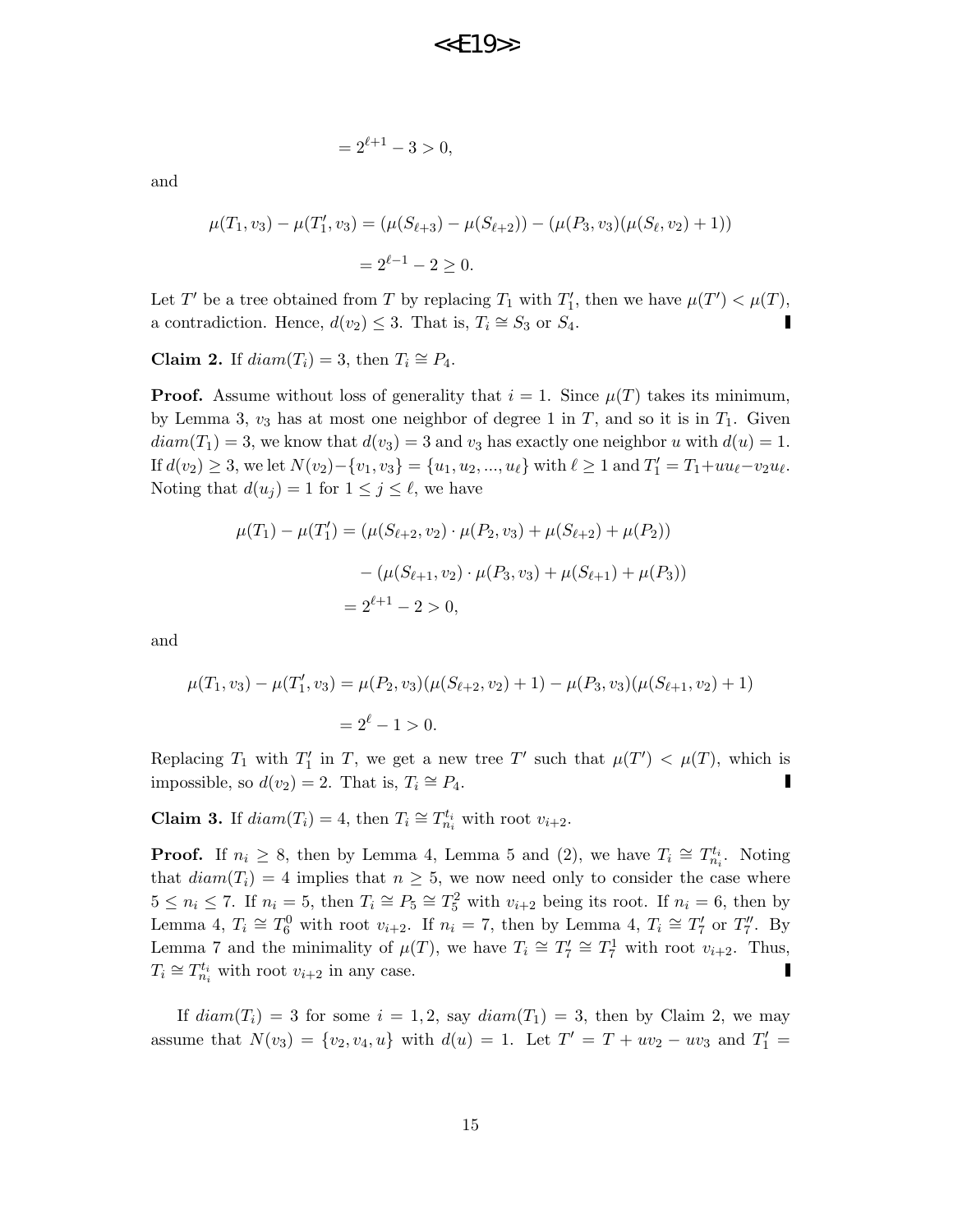$$= 2^{\ell+1} - 3 > 0,$$

and

$$\mu(T_1, v_3) - \mu(T_1', v_3) = (\mu(S_{\ell+3}) - \mu(S_{\ell+2})) - (\mu(P_3, v_3)(\mu(S_\ell, v_2) + 1))$$

$$= 2^{\ell-1} - 2 \geq 0.$$

Let $T'$ be a tree obtained from $T$ by replacing $T_1$ with $T_1'$, then we have $\mu(T') < \mu(T)$, a contradiction. Hence, $d(v_2) \leq 3$. That is, $T_i \cong S_3$ or $S_4$. ∎

**Claim 2.** If $diam(T_i) = 3$, then $T_i \cong P_4$.

**Proof.** Assume without loss of generality that $i = 1$. Since $\mu(T)$ takes its minimum, by Lemma 3, $v_3$ has at most one neighbor of degree 1 in $T$, and so it is in $T_1$. Given $diam(T_1) = 3$, we know that $d(v_3) = 3$ and $v_3$ has exactly one neighbor $u$ with $d(u) = 1$. If $d(v_2) \geq 3$, we let $N(v_2) - \{v_1, v_3\} = \{u_1, u_2, ..., u_\ell\}$ with $\ell \geq 1$ and $T_1' = T_1 + uu_\ell - v_2u_\ell$. Noting that $d(u_j) = 1$ for $1 \leq j \leq \ell$, we have

$$\mu(T_1) - \mu(T_1') = (\mu(S_{\ell+2}, v_2) \cdot \mu(P_2, v_3) + \mu(S_{\ell+2}) + \mu(P_2))$$

$$- (\mu(S_{\ell+1}, v_2) \cdot \mu(P_3, v_3) + \mu(S_{\ell+1}) + \mu(P_3))$$

$$= 2^{\ell+1} - 2 > 0,$$

and

$$\mu(T_1, v_3) - \mu(T_1', v_3) = \mu(P_2, v_3)(\mu(S_{\ell+2}, v_2) + 1) - \mu(P_3, v_3)(\mu(S_{\ell+1}, v_2) + 1)$$

$$= 2^\ell - 1 > 0.$$

Replacing $T_1$ with $T_1'$ in $T$, we get a new tree $T'$ such that $\mu(T') < \mu(T)$, which is impossible, so $d(v_2) = 2$. That is, $T_i \cong P_4$. ∎

**Claim 3.** If $diam(T_i) = 4$, then $T_i \cong T_{n_i}^{t_i}$ with root $v_{i+2}$.

**Proof.** If $n_i \geq 8$, then by Lemma 4, Lemma 5 and (2), we have $T_i \cong T_{n_i}^{t_i}$. Noting that $diam(T_i) = 4$ implies that $n \geq 5$, we now need only to consider the case where $5 \leq n_i \leq 7$. If $n_i = 5$, then $T_i \cong P_5 \cong T_5^2$ with $v_{i+2}$ being its root. If $n_i = 6$, then by Lemma 4, $T_i \cong T_6^0$ with root $v_{i+2}$. If $n_i = 7$, then by Lemma 4, $T_i \cong T_7'$ or $T_7''$. By Lemma 7 and the minimality of $\mu(T)$, we have $T_i \cong T_7' \cong T_7^1$ with root $v_{i+2}$. Thus, $T_i \cong T_{n_i}^{t_i}$ with root $v_{i+2}$ in any case. ∎

If $diam(T_i) = 3$ for some $i = 1, 2$, say $diam(T_1) = 3$, then by Claim 2, we may assume that $N(v_3) = \{v_2, v_4, u\}$ with $d(u) = 1$. Let $T' = T + uv_2 - uv_3$ and $T_1' =$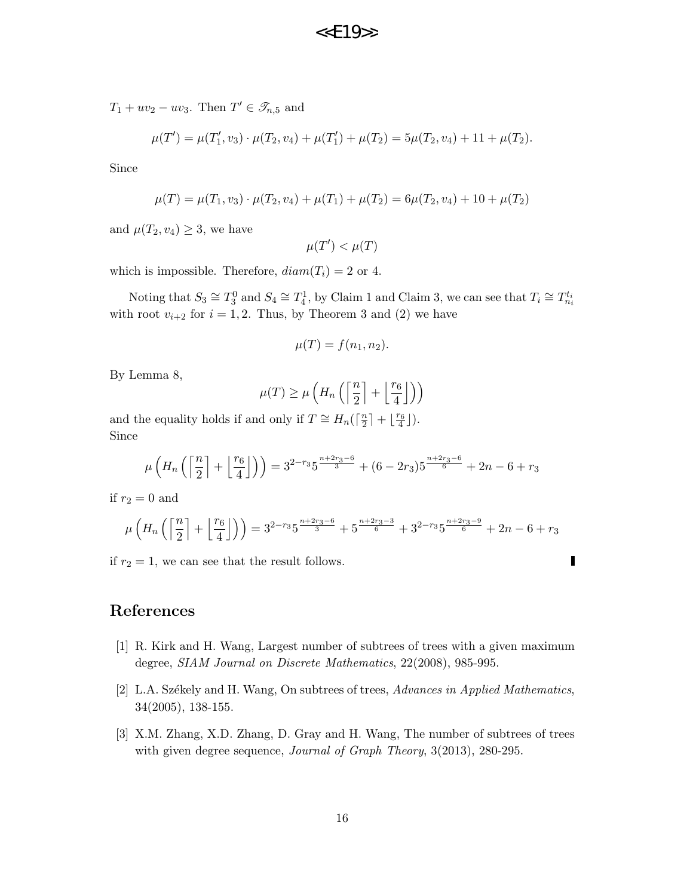$T_1 + uv_2 - uv_3$. Then $T' \in \mathscr{T}_{n,5}$ and

$$\mu(T') = \mu(T_1', v_3) \cdot \mu(T_2, v_4) + \mu(T_1') + \mu(T_2) = 5\mu(T_2, v_4) + 11 + \mu(T_2).$$

Since

$$\mu(T) = \mu(T_1, v_3) \cdot \mu(T_2, v_4) + \mu(T_1) + \mu(T_2) = 6\mu(T_2, v_4) + 10 + \mu(T_2)$$

and $\mu(T_2, v_4) \geq 3$, we have

$$\mu(T') < \mu(T)$$

which is impossible. Therefore, $diam(T_i) = 2$ or $4$.

Noting that $S_3 \cong T_3^0$ and $S_4 \cong T_4^1$, by Claim 1 and Claim 3, we can see that $T_i \cong T_{n_i}^{t_i}$ with root $v_{i+2}$ for $i = 1, 2$. Thus, by Theorem 3 and (2) we have

$$\mu(T) = f(n_1, n_2).$$

By Lemma 8,

$$\mu(T) \geq \mu\left(H_n\left(\left\lceil \frac{n}{2} \right\rceil + \left\lfloor \frac{r_6}{4} \right\rfloor\right)\right)$$

and the equality holds if and only if $T \cong H_n(\lceil \frac{n}{2} \rceil + \lfloor \frac{r_6}{4} \rfloor)$.
Since

$$\mu\left(H_n\left(\left\lceil \frac{n}{2} \right\rceil + \left\lfloor \frac{r_6}{4} \right\rfloor\right)\right) = 3^{2-r_3} 5^{\frac{n+2r_3-6}{3}} + (6 - 2r_3) 5^{\frac{n+2r_3-6}{6}} + 2n - 6 + r_3$$

if $r_2 = 0$ and

$$\mu\left(H_n\left(\left\lceil \frac{n}{2} \right\rceil + \left\lfloor \frac{r_6}{4} \right\rfloor\right)\right) = 3^{2-r_3} 5^{\frac{n+2r_3-6}{3}} + 5^{\frac{n+2r_3-3}{6}} + 3^{2-r_3} 5^{\frac{n+2r_3-9}{6}} + 2n - 6 + r_3$$

if $r_2 = 1$, we can see that the result follows. ∎

## References

[1] R. Kirk and H. Wang, Largest number of subtrees of trees with a given maximum degree, *SIAM Journal on Discrete Mathematics*, 22(2008), 985-995.

[2] L.A. Székely and H. Wang, On subtrees of trees, *Advances in Applied Mathematics*, 34(2005), 138-155.

[3] X.M. Zhang, X.D. Zhang, D. Gray and H. Wang, The number of subtrees of trees with given degree sequence, *Journal of Graph Theory*, 3(2013), 280-295.